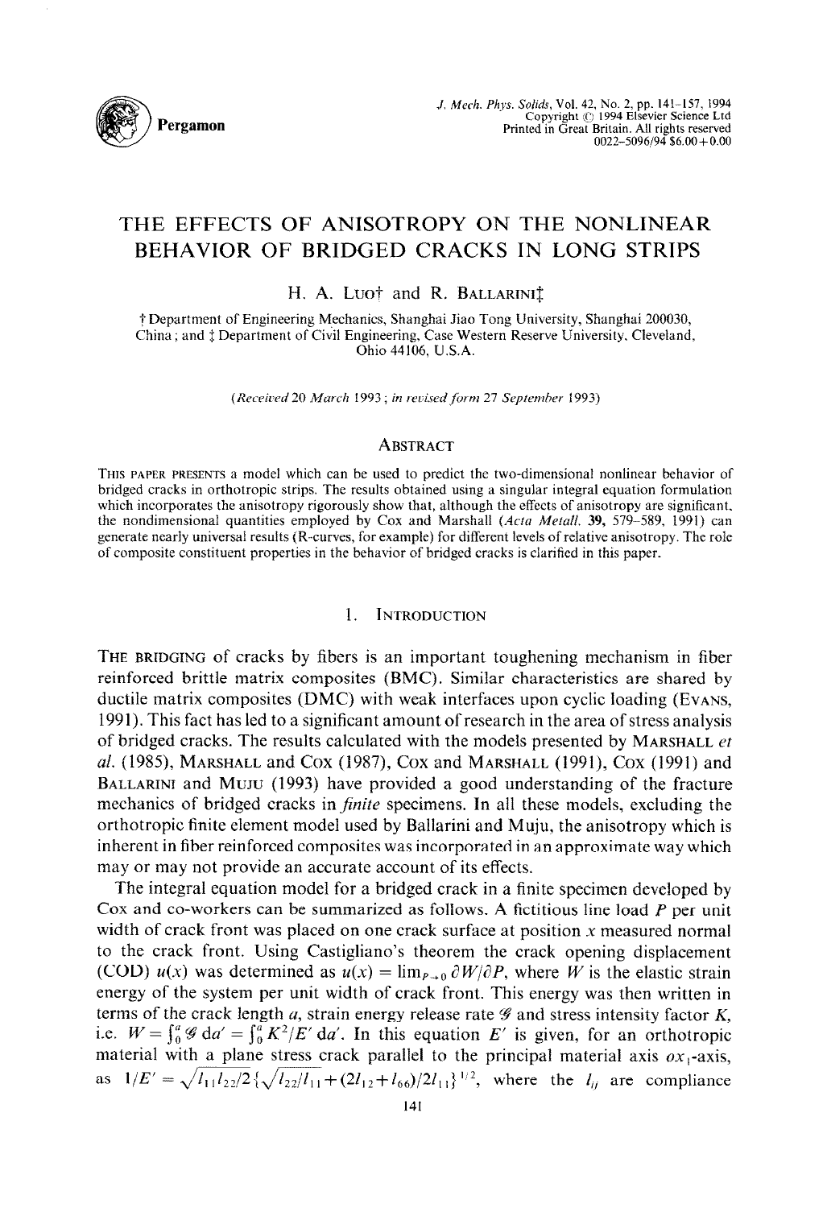# THE EFFECTS OF ANISOTROPY ON THE NONLINEAR BEHAVIOR OF BRIDGED CRACKS IN LONG STRIPS

H. A. LUO† and R. BALLARINI‡

† Department of Engineering Mechanics, Shanghai Jiao Tong University, Shanghai 200030, China; and ‡ Department of Civil Engineering, Case Western Reserve University, Cleveland, Ohio 44106, U.S.A.

(*Received* 20 *March* 1993; *in revised form* 27 *September* 1993)

## ABSTRACT

THIS PAPER PRESENTS a model which can be used to predict the two-dimensional nonlinear behavior of bridged cracks in orthotropic strips. The results obtained using a singular integral equation formulation which incorporates the anisotropy rigorously show that, although the effects of anisotropy are significant, the nondimensional quantities employed by Cox and Marshall (*Acta Metall.* **39**, 579–589, 1991) can generate nearly universal results (R-curves, for example) for different levels of relative anisotropy. The role of composite constituent properties in the behavior of bridged cracks is clarified in this paper.

## 1. INTRODUCTION

THE BRIDGING of cracks by fibers is an important toughening mechanism in fiber reinforced brittle matrix composites (BMC). Similar characteristics are shared by ductile matrix composites (DMC) with weak interfaces upon cyclic loading (EVANS, 1991). This fact has led to a significant amount of research in the area of stress analysis of bridged cracks. The results calculated with the models presented by MARSHALL *et al.* (1985), MARSHALL and COX (1987), COX and MARSHALL (1991), COX (1991) and BALLARINI and MUJU (1993) have provided a good understanding of the fracture mechanics of bridged cracks in *finite* specimens. In all these models, excluding the orthotropic finite element model used by Ballarini and Muju, the anisotropy which is inherent in fiber reinforced composites was incorporated in an approximate way which may or may not provide an accurate account of its effects.

The integral equation model for a bridged crack in a finite specimen developed by Cox and co-workers can be summarized as follows. A fictitious line load $P$ per unit width of crack front was placed on one crack surface at position $x$ measured normal to the crack front. Using Castigliano's theorem the crack opening displacement (COD) $u(x)$ was determined as $u(x) = \lim_{P \to 0} \partial W / \partial P$, where $W$ is the elastic strain energy of the system per unit width of crack front. This energy was then written in terms of the crack length $a$, strain energy release rate $\mathscr{G}$ and stress intensity factor $K$, i.e. $W = \int_0^a \mathscr{G} \, da' = \int_0^a K^2/E' \, da'$. In this equation $E'$ is given, for an orthotropic material with a plane stress crack parallel to the principal material axis $ox_1$-axis, as $1/E' = \sqrt{l_{11} l_{22}/2} \{ \sqrt{l_{22}/l_{11}} + (2l_{12} + l_{66})/2l_{11} \}^{1/2}$, where the $l_{ij}$ are compliance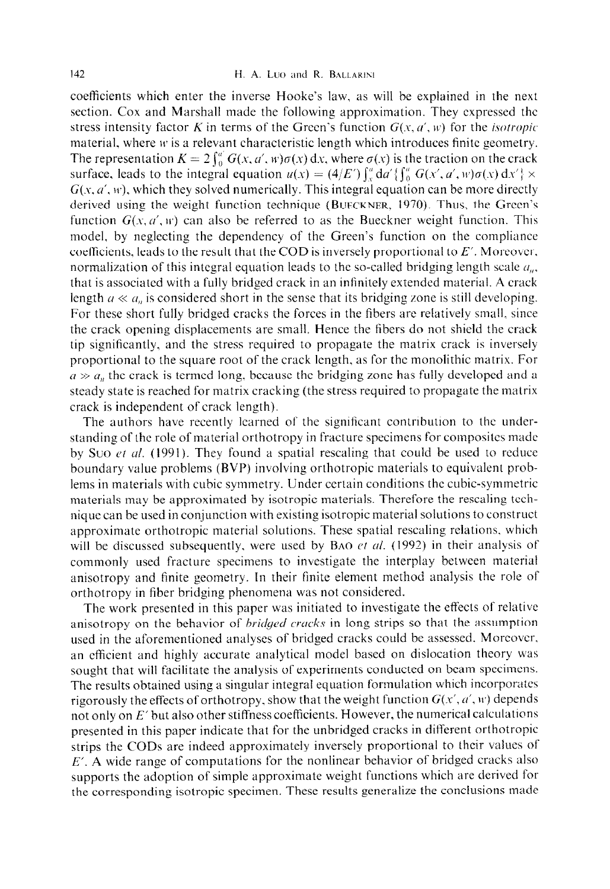coefficients which enter the inverse Hooke's law, as will be explained in the next section. Cox and Marshall made the following approximation. They expressed the stress intensity factor $K$ in terms of the Green's function $G(x, a', w)$ for the *isotropic* material, where $w$ is a relevant characteristic length which introduces finite geometry. The representation $K = 2\int_0^{a} G(x, a', w)\sigma(x)\,\mathrm{d}x$, where $\sigma(x)$ is the traction on the crack surface, leads to the integral equation $u(x) = (4/E')\int_x^{a} \mathrm{d}a'\{\int_0^{a} G(x', a', w)\sigma(x)\,\mathrm{d}x'\} \times G(x, a', w)$, which they solved numerically. This integral equation can be more directly derived using the weight function technique (BUECKNER, 1970). Thus, the Green's function $G(x, a', w)$ can also be referred to as the Bueckner weight function. This model, by neglecting the dependency of the Green's function on the compliance coefficients, leads to the result that the COD is inversely proportional to $E'$. Moreover, normalization of this integral equation leads to the so-called bridging length scale $a_m$, that is associated with a fully bridged crack in an infinitely extended material. A crack length $a \ll a_m$ is considered short in the sense that its bridging zone is still developing. For these short fully bridged cracks the forces in the fibers are relatively small, since the crack opening displacements are small. Hence the fibers do not shield the crack tip significantly, and the stress required to propagate the matrix crack is inversely proportional to the square root of the crack length, as for the monolithic matrix. For $a \gg a_m$ the crack is termed long, because the bridging zone has fully developed and a steady state is reached for matrix cracking (the stress required to propagate the matrix crack is independent of crack length).

The authors have recently learned of the significant contribution to the understanding of the role of material orthotropy in fracture specimens for composites made by SUO *et al.* (1991). They found a spatial rescaling that could be used to reduce boundary value problems (BVP) involving orthotropic materials to equivalent problems in materials with cubic symmetry. Under certain conditions the cubic-symmetric materials may be approximated by isotropic materials. Therefore the rescaling technique can be used in conjunction with existing isotropic material solutions to construct approximate orthotropic material solutions. These spatial rescaling relations, which will be discussed subsequently, were used by BAO *et al.* (1992) in their analysis of commonly used fracture specimens to investigate the interplay between material anisotropy and finite geometry. In their finite element method analysis the role of orthotropy in fiber bridging phenomena was not considered.

The work presented in this paper was initiated to investigate the effects of relative anisotropy on the behavior of *bridged cracks* in long strips so that the assumption used in the aforementioned analyses of bridged cracks could be assessed. Moreover, an efficient and highly accurate analytical model based on dislocation theory was sought that will facilitate the analysis of experiments conducted on beam specimens. The results obtained using a singular integral equation formulation which incorporates rigorously the effects of orthotropy, show that the weight function $G(x', a', w)$ depends not only on $E'$ but also other stiffness coefficients. However, the numerical calculations presented in this paper indicate that for the unbridged cracks in different orthotropic strips the CODs are indeed approximately inversely proportional to their values of $E'$. A wide range of computations for the nonlinear behavior of bridged cracks also supports the adoption of simple approximate weight functions which are derived for the corresponding isotropic specimen. These results generalize the conclusions made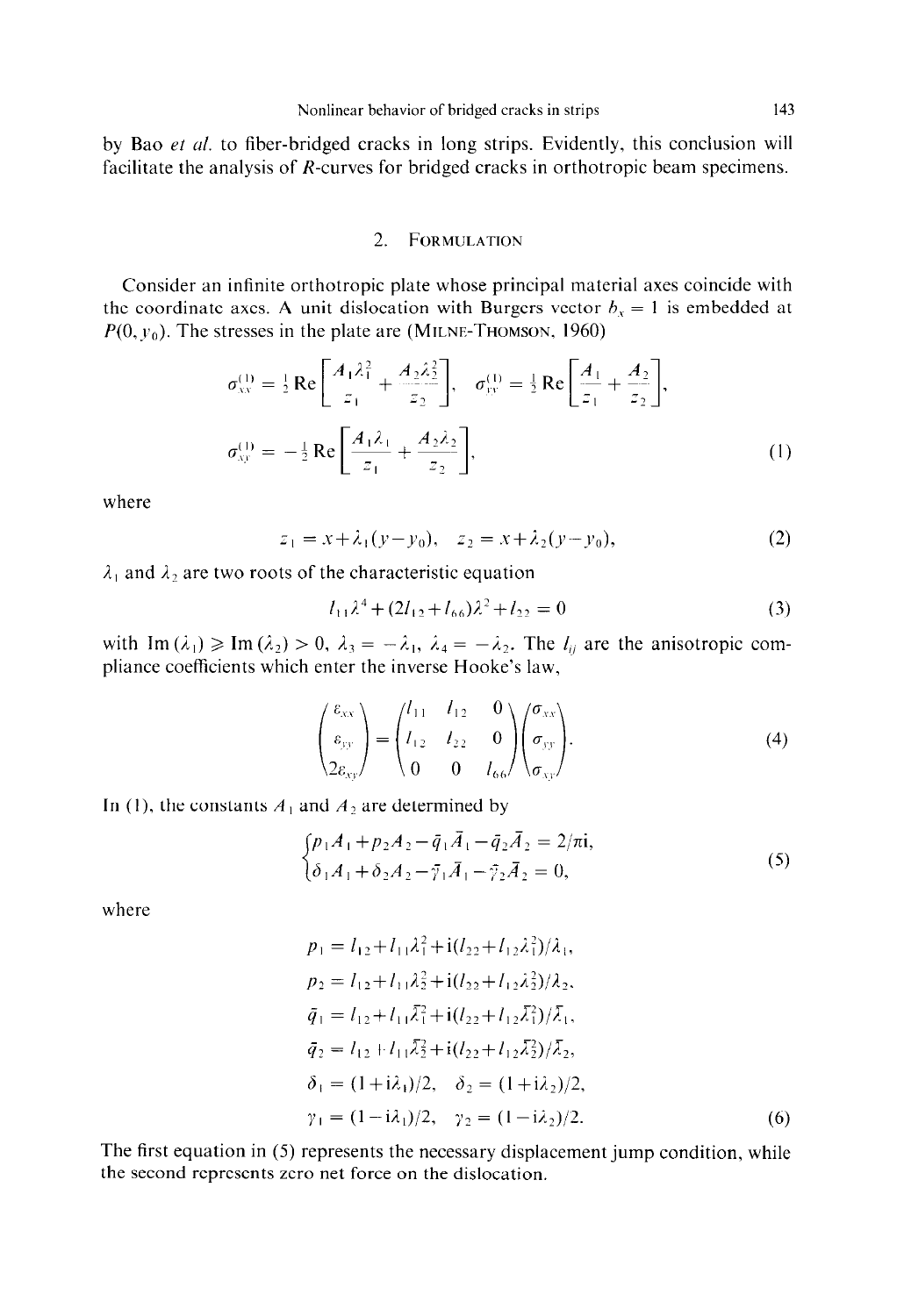by Bao *et al.* to fiber-bridged cracks in long strips. Evidently, this conclusion will facilitate the analysis of *R*-curves for bridged cracks in orthotropic beam specimens.

## 2. Formulation

Consider an infinite orthotropic plate whose principal material axes coincide with the coordinate axes. A unit dislocation with Burgers vector $b_x = 1$ is embedded at $P(0, y_0)$. The stresses in the plate are (Milne-Thomson, 1960)

$$\sigma_{xx}^{(1)} = \tfrac{1}{2}\,\mathrm{Re}\left[\frac{A_1\lambda_1^2}{z_1} + \frac{A_2\lambda_2^2}{z_2}\right], \quad \sigma_{yy}^{(1)} = \tfrac{1}{2}\,\mathrm{Re}\left[\frac{A_1}{z_1} + \frac{A_2}{z_2}\right],$$

$$\sigma_{xy}^{(1)} = -\tfrac{1}{2}\,\mathrm{Re}\left[\frac{A_1\lambda_1}{z_1} + \frac{A_2\lambda_2}{z_2}\right], \tag{1}$$

where

$$z_1 = x + \lambda_1(y - y_0), \quad z_2 = x + \lambda_2(y - y_0), \tag{2}$$

$\lambda_1$ and $\lambda_2$ are two roots of the characteristic equation

$$l_{11}\lambda^4 + (2l_{12} + l_{66})\lambda^2 + l_{22} = 0 \tag{3}$$

with $\mathrm{Im}(\lambda_1) \geqslant \mathrm{Im}(\lambda_2) > 0$, $\lambda_3 = -\lambda_1$, $\lambda_4 = -\lambda_2$. The $l_{ij}$ are the anisotropic compliance coefficients which enter the inverse Hooke's law,

$$\begin{pmatrix} \varepsilon_{xx} \\ \varepsilon_{yy} \\ 2\varepsilon_{xy} \end{pmatrix} = \begin{pmatrix} l_{11} & l_{12} & 0 \\ l_{12} & l_{22} & 0 \\ 0 & 0 & l_{66} \end{pmatrix} \begin{pmatrix} \sigma_{xx} \\ \sigma_{yy} \\ \sigma_{xy} \end{pmatrix}. \tag{4}$$

In (1), the constants $A_1$ and $A_2$ are determined by

$$\begin{cases} p_1 A_1 + p_2 A_2 - \bar{q}_1 \bar{A}_1 - \bar{q}_2 \bar{A}_2 = 2/\pi\mathrm{i}, \\ \delta_1 A_1 + \delta_2 A_2 - \bar{\gamma}_1 \bar{A}_1 - \bar{\gamma}_2 \bar{A}_2 = 0, \end{cases} \tag{5}$$

where

$$\begin{aligned}
p_1 &= l_{12} + l_{11}\lambda_1^2 + \mathrm{i}(l_{22} + l_{12}\lambda_1^2)/\lambda_1, \\
p_2 &= l_{12} + l_{11}\lambda_2^2 + \mathrm{i}(l_{22} + l_{12}\lambda_2^2)/\lambda_2, \\
\bar{q}_1 &= l_{12} + l_{11}\bar{\lambda}_1^2 + \mathrm{i}(l_{22} + l_{12}\bar{\lambda}_1^2)/\bar{\lambda}_1, \\
\bar{q}_2 &= l_{12} + l_{11}\bar{\lambda}_2^2 + \mathrm{i}(l_{22} + l_{12}\bar{\lambda}_2^2)/\bar{\lambda}_2, \\
\delta_1 &= (1 + \mathrm{i}\lambda_1)/2, \quad \delta_2 = (1 + \mathrm{i}\lambda_2)/2, \\
\gamma_1 &= (1 - \mathrm{i}\lambda_1)/2, \quad \gamma_2 = (1 - \mathrm{i}\lambda_2)/2.
\end{aligned} \tag{6}$$

The first equation in (5) represents the necessary displacement jump condition, while the second represents zero net force on the dislocation.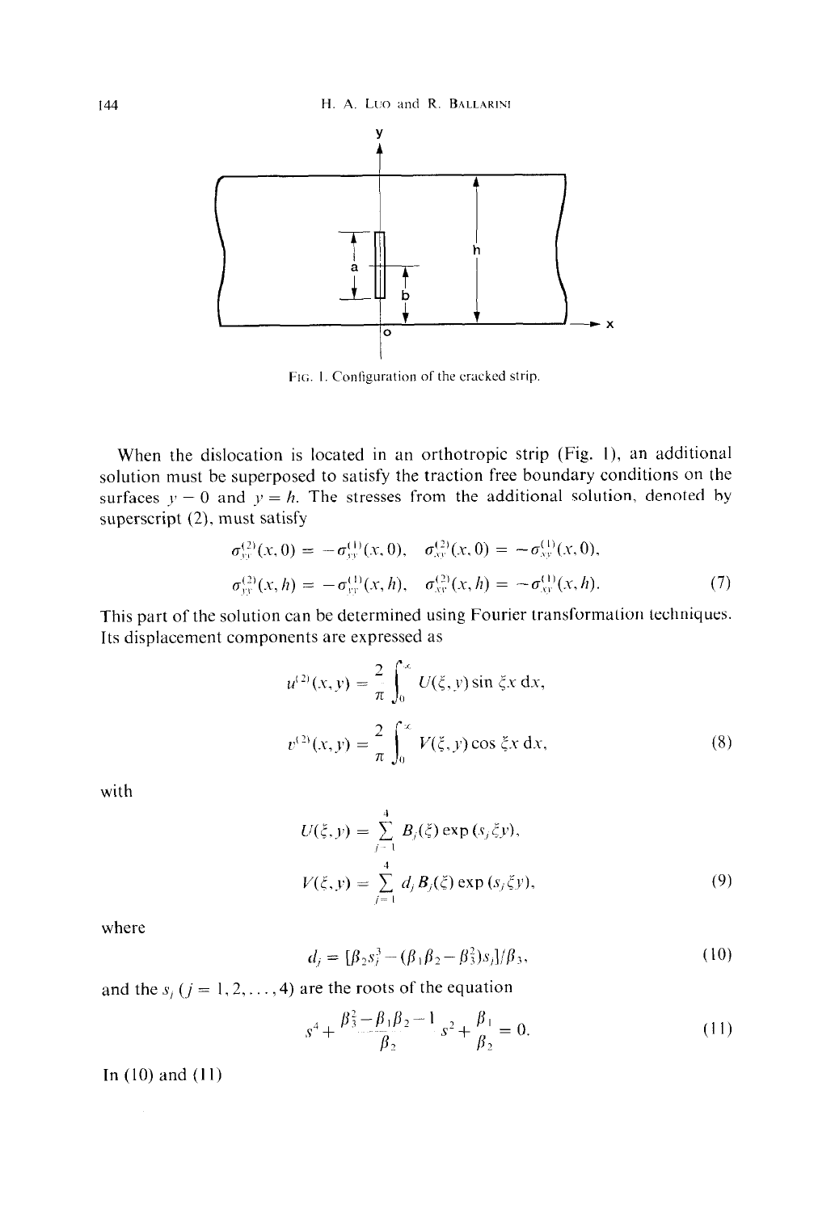FIG. 1. Configuration of the cracked strip.

When the dislocation is located in an orthotropic strip (Fig. 1), an additional solution must be superposed to satisfy the traction free boundary conditions on the surfaces $y = 0$ and $y = h$. The stresses from the additional solution, denoted by superscript (2), must satisfy

$$\sigma_{yy}^{(2)}(x,0) = -\sigma_{yy}^{(1)}(x,0), \quad \sigma_{xy}^{(2)}(x,0) = -\sigma_{xy}^{(1)}(x,0),$$
$$\sigma_{yy}^{(2)}(x,h) = -\sigma_{yy}^{(1)}(x,h), \quad \sigma_{xy}^{(2)}(x,h) = -\sigma_{xy}^{(1)}(x,h). \tag{7}$$

This part of the solution can be determined using Fourier transformation techniques. Its displacement components are expressed as

$$u^{(2)}(x,y) = \frac{2}{\pi}\int_0^{\infty} U(\xi,y)\sin \xi x \,\mathrm{d}x,$$
$$v^{(2)}(x,y) = \frac{2}{\pi}\int_0^{\infty} V(\xi,y)\cos \xi x \,\mathrm{d}x, \tag{8}$$

with

$$U(\xi,y) = \sum_{j=1}^{4} B_j(\xi)\exp(s_j\xi y),$$
$$V(\xi,y) = \sum_{j=1}^{4} d_j B_j(\xi)\exp(s_j\xi y), \tag{9}$$

where

$$d_j = [\beta_2 s_j^3 - (\beta_1\beta_2 - \beta_3^2)s_j]/\beta_3, \tag{10}$$

and the $s_j$ $(j = 1, 2, \ldots, 4)$ are the roots of the equation

$$s^4 + \frac{\beta_3^2 - \beta_1\beta_2 - 1}{\beta_2}s^2 + \frac{\beta_1}{\beta_2} = 0. \tag{11}$$

In (10) and (11)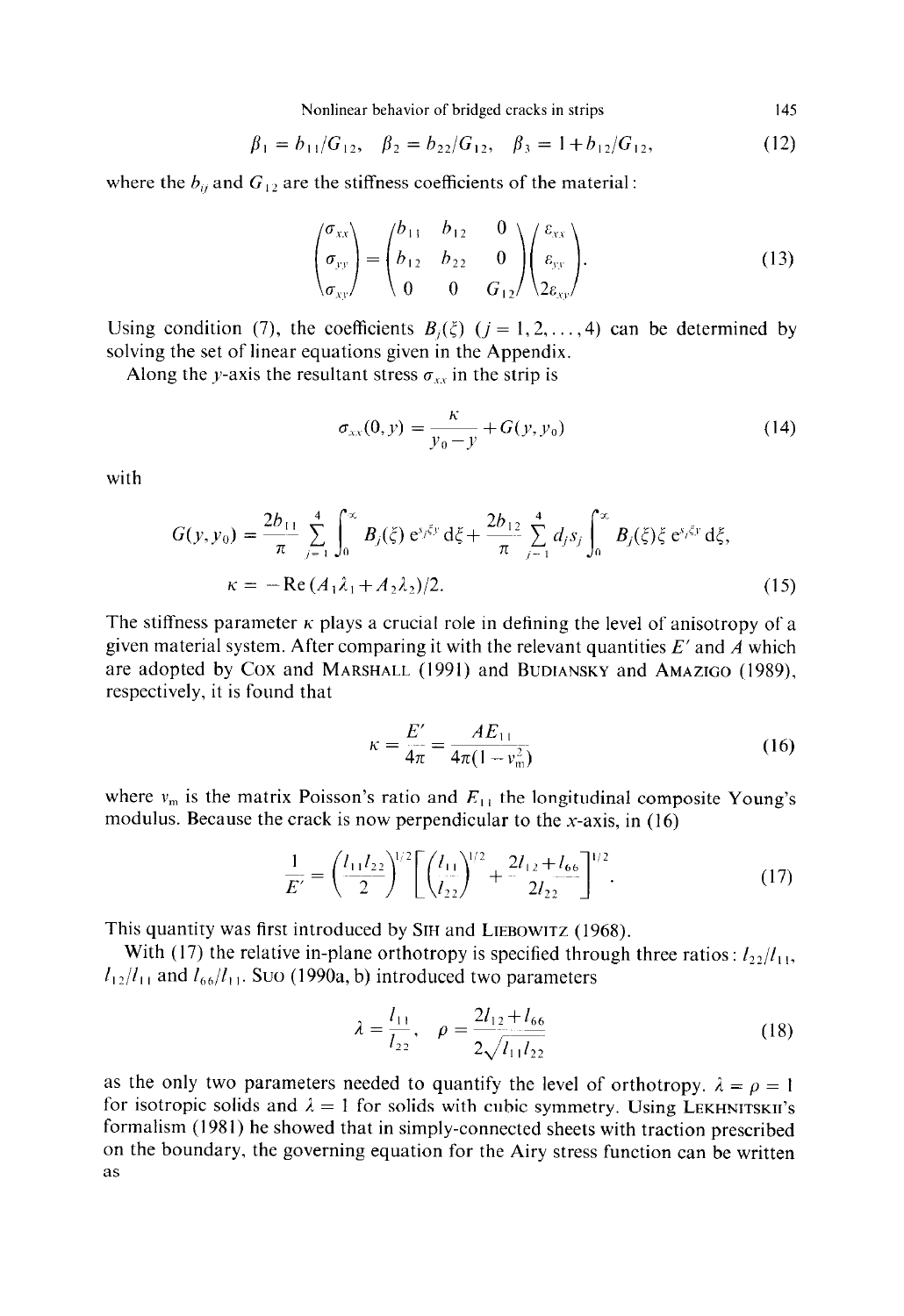$$\beta_1 = b_{11}/G_{12}, \quad \beta_2 = b_{22}/G_{12}, \quad \beta_3 = 1 + b_{12}/G_{12}, \tag{12}$$

where the $b_{ij}$ and $G_{12}$ are the stiffness coefficients of the material:

$$\begin{pmatrix} \sigma_{xx} \\ \sigma_{yy} \\ \sigma_{xy} \end{pmatrix} = \begin{pmatrix} b_{11} & b_{12} & 0 \\ b_{12} & b_{22} & 0 \\ 0 & 0 & G_{12} \end{pmatrix} \begin{pmatrix} \varepsilon_{xx} \\ \varepsilon_{yy} \\ 2\varepsilon_{xy} \end{pmatrix}. \tag{13}$$

Using condition (7), the coefficients $B_j(\xi)$ $(j = 1, 2, \ldots, 4)$ can be determined by solving the set of linear equations given in the Appendix.

Along the $y$-axis the resultant stress $\sigma_{xx}$ in the strip is

$$\sigma_{xx}(0, y) = \frac{\kappa}{y_0 - y} + G(y, y_0) \tag{14}$$

with

$$G(y, y_0) = \frac{2b_{11}}{\pi} \sum_{j=1}^{4} \int_0^{\infty} B_j(\xi)\, e^{s_j \xi y}\, d\xi + \frac{2b_{12}}{\pi} \sum_{j=1}^{4} d_j s_j \int_0^{\infty} B_j(\xi)\xi\, e^{s_j \xi y}\, d\xi,$$

$$\kappa = -\mathrm{Re}\,(A_1\lambda_1 + A_2\lambda_2)/2. \tag{15}$$

The stiffness parameter $\kappa$ plays a crucial role in defining the level of anisotropy of a given material system. After comparing it with the relevant quantities $E'$ and $A$ which are adopted by Cox and Marshall (1991) and Budiansky and Amazigo (1989), respectively, it is found that

$$\kappa = \frac{E'}{4\pi} = \frac{AE_{11}}{4\pi(1 - v_m^2)} \tag{16}$$

where $v_m$ is the matrix Poisson's ratio and $E_{11}$ the longitudinal composite Young's modulus. Because the crack is now perpendicular to the $x$-axis, in (16)

$$\frac{1}{E'} = \left(\frac{l_{11} l_{22}}{2}\right)^{1/2} \left[\left(\frac{l_{11}}{l_{22}}\right)^{1/2} + \frac{2l_{12} + l_{66}}{2l_{22}}\right]^{1/2}. \tag{17}$$

This quantity was first introduced by Sih and Liebowitz (1968).

With (17) the relative in-plane orthotropy is specified through three ratios: $l_{22}/l_{11}$, $l_{12}/l_{11}$ and $l_{66}/l_{11}$. Suo (1990a, b) introduced two parameters

$$\lambda = \frac{l_{11}}{l_{22}}, \quad \rho = \frac{2l_{12} + l_{66}}{2\sqrt{l_{11} l_{22}}} \tag{18}$$

as the only two parameters needed to quantify the level of orthotropy. $\lambda = \rho = 1$ for isotropic solids and $\lambda = 1$ for solids with cubic symmetry. Using Lekhnitskii's formalism (1981) he showed that in simply-connected sheets with traction prescribed on the boundary, the governing equation for the Airy stress function can be written as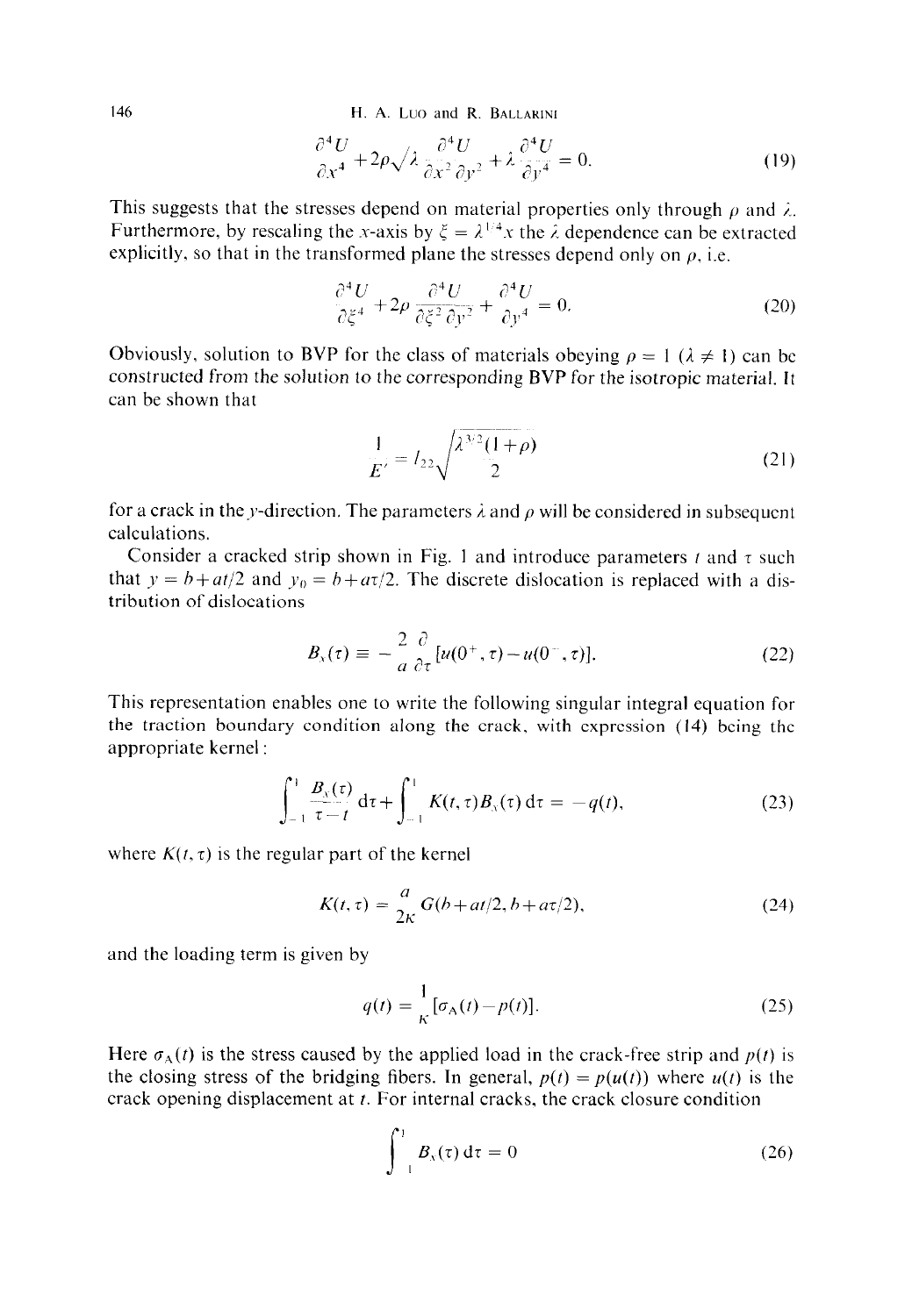$$\frac{\partial^4 U}{\partial x^4}+2\rho\sqrt{\lambda}\frac{\partial^4 U}{\partial x^2\,\partial y^2}+\lambda\frac{\partial^4 U}{\partial y^4}=0. \tag{19}$$

This suggests that the stresses depend on material properties only through $\rho$ and $\lambda$. Furthermore, by rescaling the $x$-axis by $\xi=\lambda^{1/4}x$ the $\lambda$ dependence can be extracted explicitly, so that in the transformed plane the stresses depend only on $\rho$, i.e.

$$\frac{\partial^4 U}{\partial \xi^4}+2\rho\frac{\partial^4 U}{\partial \xi^2\,\partial y^2}+\frac{\partial^4 U}{\partial y^4}=0. \tag{20}$$

Obviously, solution to BVP for the class of materials obeying $\rho=1$ ($\lambda\neq 1$) can be constructed from the solution to the corresponding BVP for the isotropic material. It can be shown that

$$\frac{1}{E'}=l_{22}\sqrt{\frac{\lambda^{3/2}(1+\rho)}{2}} \tag{21}$$

for a crack in the $y$-direction. The parameters $\lambda$ and $\rho$ will be considered in subsequent calculations.

Consider a cracked strip shown in Fig. 1 and introduce parameters $t$ and $\tau$ such that $y=b+at/2$ and $y_0=b+a\tau/2$. The discrete dislocation is replaced with a distribution of dislocations

$$B_x(\tau)\equiv -\frac{2}{a}\frac{\partial}{\partial\tau}[u(0^+,\tau)-u(0^-,\tau)]. \tag{22}$$

This representation enables one to write the following singular integral equation for the traction boundary condition along the crack, with expression (14) being the appropriate kernel:

$$\int_{-1}^{1}\frac{B_x(\tau)}{\tau-t}\,\mathrm{d}\tau+\int_{-1}^{1}K(t,\tau)B_x(\tau)\,\mathrm{d}\tau=-q(t), \tag{23}$$

where $K(t,\tau)$ is the regular part of the kernel

$$K(t,\tau)=\frac{a}{2\kappa}G(b+at/2,b+a\tau/2), \tag{24}$$

and the loading term is given by

$$q(t)=\frac{1}{\kappa}[\sigma_A(t)-p(t)]. \tag{25}$$

Here $\sigma_A(t)$ is the stress caused by the applied load in the crack-free strip and $p(t)$ is the closing stress of the bridging fibers. In general, $p(t)=p(u(t))$ where $u(t)$ is the crack opening displacement at $t$. For internal cracks, the crack closure condition

$$\int_{-1}^{1}B_x(\tau)\,\mathrm{d}\tau=0 \tag{26}$$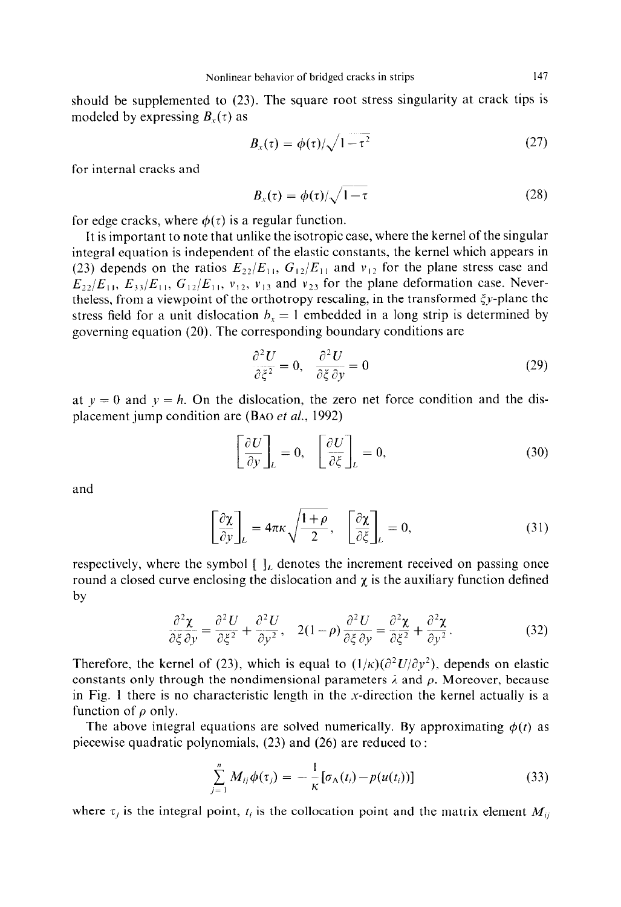should be supplemented to (23). The square root stress singularity at crack tips is modeled by expressing $B_x(\tau)$ as

$$B_x(\tau) = \phi(\tau)/\sqrt{1-\tau^2} \tag{27}$$

for internal cracks and

$$B_x(\tau) = \phi(\tau)/\sqrt{1-\tau} \tag{28}$$

for edge cracks, where $\phi(\tau)$ is a regular function.

It is important to note that unlike the isotropic case, where the kernel of the singular integral equation is independent of the elastic constants, the kernel which appears in (23) depends on the ratios $E_{22}/E_{11}$, $G_{12}/E_{11}$ and $\nu_{12}$ for the plane stress case and $E_{22}/E_{11}$, $E_{33}/E_{11}$, $G_{12}/E_{11}$, $\nu_{12}$, $\nu_{13}$ and $\nu_{23}$ for the plane deformation case. Nevertheless, from a viewpoint of the orthotropy rescaling, in the transformed $\xi y$-plane the stress field for a unit dislocation $b_x = 1$ embedded in a long strip is determined by governing equation (20). The corresponding boundary conditions are

$$\frac{\partial^2 U}{\partial \xi^2} = 0, \quad \frac{\partial^2 U}{\partial \xi \partial y} = 0 \tag{29}$$

at $y = 0$ and $y = h$. On the dislocation, the zero net force condition and the displacement jump condition are (BAO *et al.*, 1992)

$$\left[\frac{\partial U}{\partial y}\right]_L = 0, \quad \left[\frac{\partial U}{\partial \xi}\right]_L = 0, \tag{30}$$

and

$$\left[\frac{\partial \chi}{\partial y}\right]_L = 4\pi\kappa\sqrt{\frac{1+\rho}{2}}, \quad \left[\frac{\partial \chi}{\partial \xi}\right]_L = 0, \tag{31}$$

respectively, where the symbol $[\ ]_L$ denotes the increment received on passing once round a closed curve enclosing the dislocation and $\chi$ is the auxiliary function defined by

$$\frac{\partial^2 \chi}{\partial \xi \partial y} = \frac{\partial^2 U}{\partial \xi^2} + \frac{\partial^2 U}{\partial y^2}, \quad 2(1-\rho)\frac{\partial^2 U}{\partial \xi \partial y} = \frac{\partial^2 \chi}{\partial \xi^2} + \frac{\partial^2 \chi}{\partial y^2}. \tag{32}$$

Therefore, the kernel of (23), which is equal to $(1/\kappa)(\partial^2 U/\partial y^2)$, depends on elastic constants only through the nondimensional parameters $\lambda$ and $\rho$. Moreover, because in Fig. 1 there is no characteristic length in the $x$-direction the kernel actually is a function of $\rho$ only.

The above integral equations are solved numerically. By approximating $\phi(t)$ as piecewise quadratic polynomials, (23) and (26) are reduced to:

$$\sum_{j=1}^{n} M_{ij}\phi(\tau_j) = -\frac{1}{\kappa}[\sigma_A(t_i) - p(u(t_i))] \tag{33}$$

where $\tau_j$ is the integral point, $t_i$ is the collocation point and the matrix element $M_{ij}$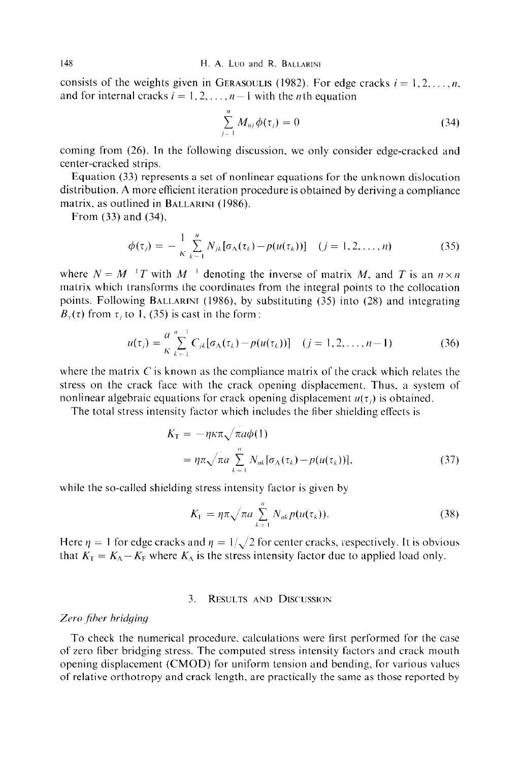consists of the weights given in GERASOULIS (1982). For edge cracks $i = 1, 2, \ldots, n$, and for internal cracks $i = 1, 2, \ldots, n-1$ with the $n$th equation

$$\sum_{j=1}^{n} M_{nj}\phi(\tau_j) = 0 \tag{34}$$

coming from (26). In the following discussion, we only consider edge-cracked and center-cracked strips.

Equation (33) represents a set of nonlinear equations for the unknown dislocation distribution. A more efficient iteration procedure is obtained by deriving a compliance matrix, as outlined in BALLARINI (1986).

From (33) and (34),

$$\phi(\tau_j) = -\frac{1}{\kappa}\sum_{k=1}^{n} N_{jk}[\sigma_A(\tau_k) - p(u(\tau_k))] \quad (j = 1, 2, \ldots, n) \tag{35}$$

where $N = M^{-1}T$ with $M^{-1}$ denoting the inverse of matrix $M$, and $T$ is an $n \times n$ matrix which transforms the coordinates from the integral points to the collocation points. Following BALLARINI (1986), by substituting (35) into (28) and integrating $B_y(\tau)$ from $\tau_j$ to 1, (35) is cast in the form:

$$u(\tau_j) = \frac{a}{\kappa}\sum_{k=1}^{n-1} C_{jk}[\sigma_A(\tau_k) - p(u(\tau_k))] \quad (j = 1, 2, \ldots, n-1) \tag{36}$$

where the matrix $C$ is known as the compliance matrix of the crack which relates the stress on the crack face with the crack opening displacement. Thus, a system of nonlinear algebraic equations for crack opening displacement $u(\tau_j)$ is obtained.

The total stress intensity factor which includes the fiber shielding effects is

$$\begin{aligned} K_T &= -\eta\kappa\pi\sqrt{\pi a}\,\phi(1) \\ &= \eta\pi\sqrt{\pi a}\sum_{k=1}^{n} N_{nk}[\sigma_A(\tau_k) - p(u(\tau_k))], \end{aligned} \tag{37}$$

while the so-called shielding stress intensity factor is given by

$$K_F = \eta\pi\sqrt{\pi a}\sum_{k=1}^{n} N_{nk}\,p(u(\tau_k)). \tag{38}$$

Here $\eta = 1$ for edge cracks and $\eta = 1/\sqrt{2}$ for center cracks, respectively. It is obvious that $K_T = K_A - K_F$ where $K_A$ is the stress intensity factor due to applied load only.

## 3. Results and Discussion

### *Zero fiber bridging*

To check the numerical procedure, calculations were first performed for the case of zero fiber bridging stress. The computed stress intensity factors and crack mouth opening displacement (CMOD) for uniform tension and bending, for various values of relative orthotropy and crack length, are practically the same as those reported by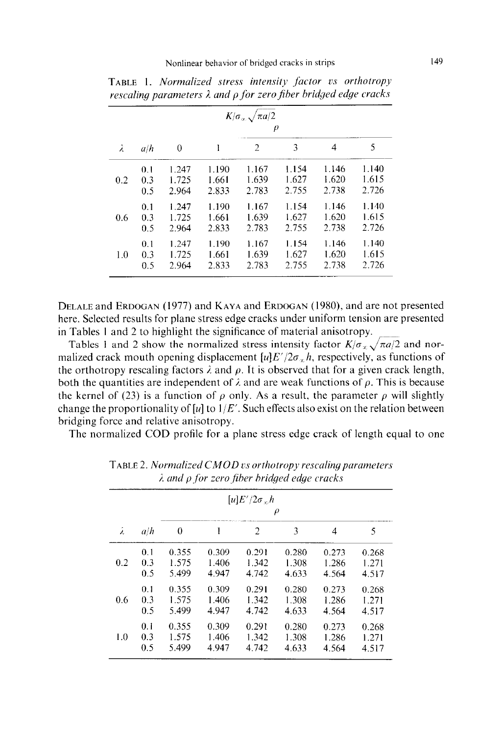TABLE 1. *Normalized stress intensity factor vs orthotropy rescaling parameters $\lambda$ and $\rho$ for zero fiber bridged edge cracks*

| | | $K/\sigma_{\infty}\sqrt{\pi a/2}$ | | | | | |
|---|---|---|---|---|---|---|---|
| | | $\rho$ | | | | | |
| $\lambda$ | $a/h$ | 0 | 1 | 2 | 3 | 4 | 5 |
| | 0.1 | 1.247 | 1.190 | 1.167 | 1.154 | 1.146 | 1.140 |
| 0.2 | 0.3 | 1.725 | 1.661 | 1.639 | 1.627 | 1.620 | 1.615 |
| | 0.5 | 2.964 | 2.833 | 2.783 | 2.755 | 2.738 | 2.726 |
| | 0.1 | 1.247 | 1.190 | 1.167 | 1.154 | 1.146 | 1.140 |
| 0.6 | 0.3 | 1.725 | 1.661 | 1.639 | 1.627 | 1.620 | 1.615 |
| | 0.5 | 2.964 | 2.833 | 2.783 | 2.755 | 2.738 | 2.726 |
| | 0.1 | 1.247 | 1.190 | 1.167 | 1.154 | 1.146 | 1.140 |
| 1.0 | 0.3 | 1.725 | 1.661 | 1.639 | 1.627 | 1.620 | 1.615 |
| | 0.5 | 2.964 | 2.833 | 2.783 | 2.755 | 2.738 | 2.726 |

DELALE and ERDOGAN (1977) and KAYA and ERDOGAN (1980), and are not presented here. Selected results for plane stress edge cracks under uniform tension are presented in Tables 1 and 2 to highlight the significance of material anisotropy.

Tables 1 and 2 show the normalized stress intensity factor $K/\sigma_{\infty}\sqrt{\pi a/2}$ and normalized crack mouth opening displacement $[u]E'/2\sigma_{\infty}h$, respectively, as functions of the orthotropy rescaling factors $\lambda$ and $\rho$. It is observed that for a given crack length, both the quantities are independent of $\lambda$ and are weak functions of $\rho$. This is because the kernel of (23) is a function of $\rho$ only. As a result, the parameter $\rho$ will slightly change the proportionality of $[u]$ to $1/E'$. Such effects also exist on the relation between bridging force and relative anisotropy.

The normalized COD profile for a plane stress edge crack of length equal to one

TABLE 2. *Normalized CMOD vs orthotropy rescaling parameters $\lambda$ and $\rho$ for zero fiber bridged edge cracks*

| | | $[u]E'/2\sigma_{\infty}h$ | | | | | |
|---|---|---|---|---|---|---|---|
| | | $\rho$ | | | | | |
| $\lambda$ | $a/h$ | 0 | 1 | 2 | 3 | 4 | 5 |
| | 0.1 | 0.355 | 0.309 | 0.291 | 0.280 | 0.273 | 0.268 |
| 0.2 | 0.3 | 1.575 | 1.406 | 1.342 | 1.308 | 1.286 | 1.271 |
| | 0.5 | 5.499 | 4.947 | 4.742 | 4.633 | 4.564 | 4.517 |
| | 0.1 | 0.355 | 0.309 | 0.291 | 0.280 | 0.273 | 0.268 |
| 0.6 | 0.3 | 1.575 | 1.406 | 1.342 | 1.308 | 1.286 | 1.271 |
| | 0.5 | 5.499 | 4.947 | 4.742 | 4.633 | 4.564 | 4.517 |
| | 0.1 | 0.355 | 0.309 | 0.291 | 0.280 | 0.273 | 0.268 |
| 1.0 | 0.3 | 1.575 | 1.406 | 1.342 | 1.308 | 1.286 | 1.271 |
| | 0.5 | 5.499 | 4.947 | 4.742 | 4.633 | 4.564 | 4.517 |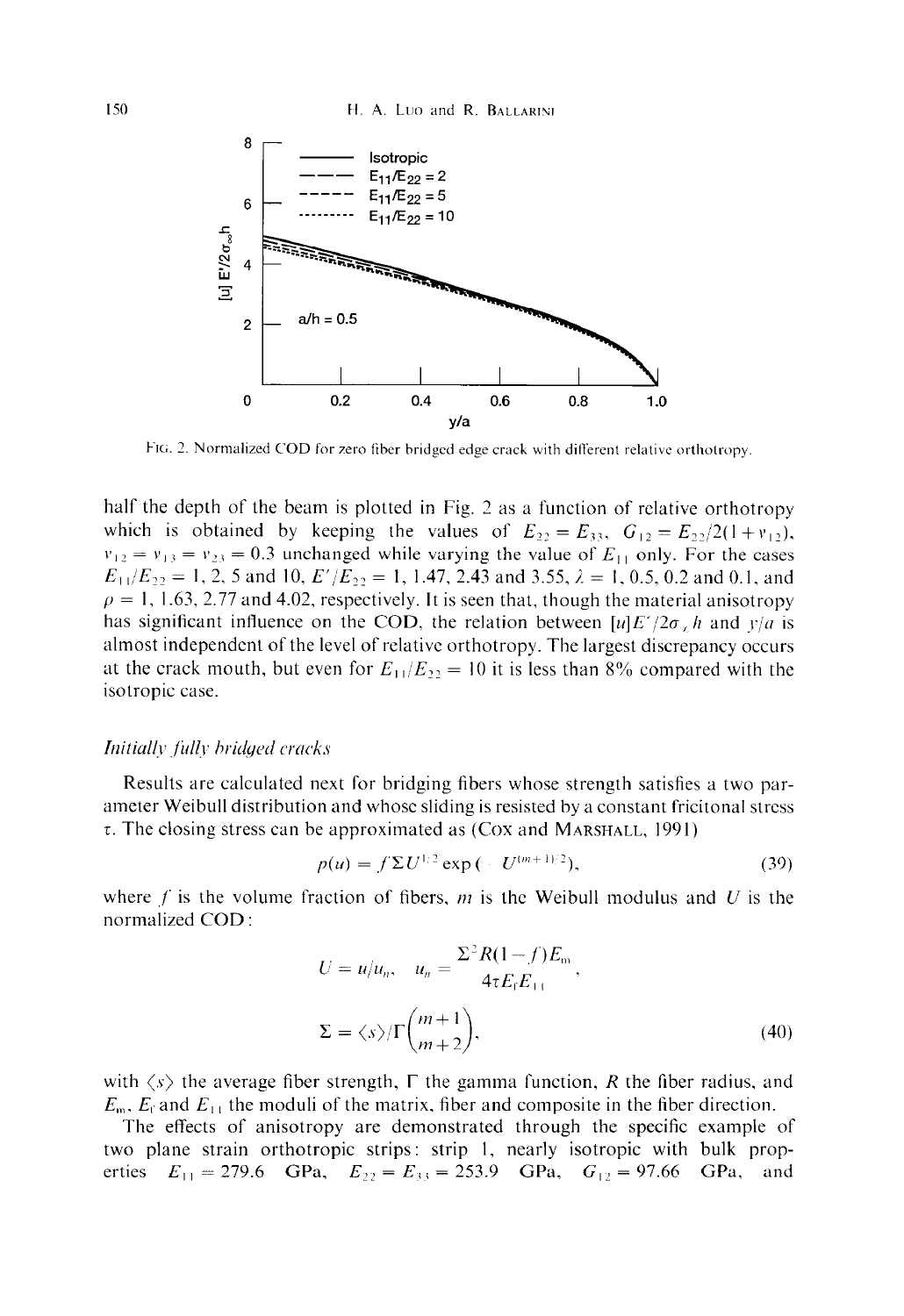FIG. 2. Normalized COD for zero fiber bridged edge crack with different relative orthotropy.

half the depth of the beam is plotted in Fig. 2 as a function of relative orthotropy which is obtained by keeping the values of $E_{22} = E_{33}$, $G_{12} = E_{22}/2(1+\nu_{12})$, $\nu_{12} = \nu_{13} = \nu_{23} = 0.3$ unchanged while varying the value of $E_{11}$ only. For the cases $E_{11}/E_{22} = 1$, 2, 5 and 10, $E'/E_{22} = 1$, 1.47, 2.43 and 3.55, $\lambda = 1$, 0.5, 0.2 and 0.1, and $\rho = 1$, 1.63, 2.77 and 4.02, respectively. It is seen that, though the material anisotropy has significant influence on the COD, the relation between $[u]E'/2\sigma_\infty h$ and $y/a$ is almost independent of the level of relative orthotropy. The largest discrepancy occurs at the crack mouth, but even for $E_{11}/E_{22} = 10$ it is less than 8% compared with the isotropic case.

*Initially fully bridged cracks*

Results are calculated next for bridging fibers whose strength satisfies a two parameter Weibull distribution and whose sliding is resisted by a constant fricitonal stress $\tau$. The closing stress can be approximated as (COX and MARSHALL, 1991)

$$p(u) = f\Sigma U^{1/2} \exp(-U^{(m+1)/2}), \tag{39}$$

where $f$ is the volume fraction of fibers, $m$ is the Weibull modulus and $U$ is the normalized COD:

$$U = u/u_n, \quad u_n = \frac{\Sigma^2 R(1-f)E_m}{4\tau E_f E_{11}},$$

$$\Sigma = \langle s \rangle / \Gamma\left(\frac{m+1}{m+2}\right), \tag{40}$$

with $\langle s \rangle$ the average fiber strength, $\Gamma$ the gamma function, $R$ the fiber radius, and $E_m$, $E_f$ and $E_{11}$ the moduli of the matrix, fiber and composite in the fiber direction.

The effects of anisotropy are demonstrated through the specific example of two plane strain orthotropic strips: strip 1, nearly isotropic with bulk properties $E_{11} = 279.6$ GPa, $E_{22} = E_{33} = 253.9$ GPa, $G_{12} = 97.66$ GPa, and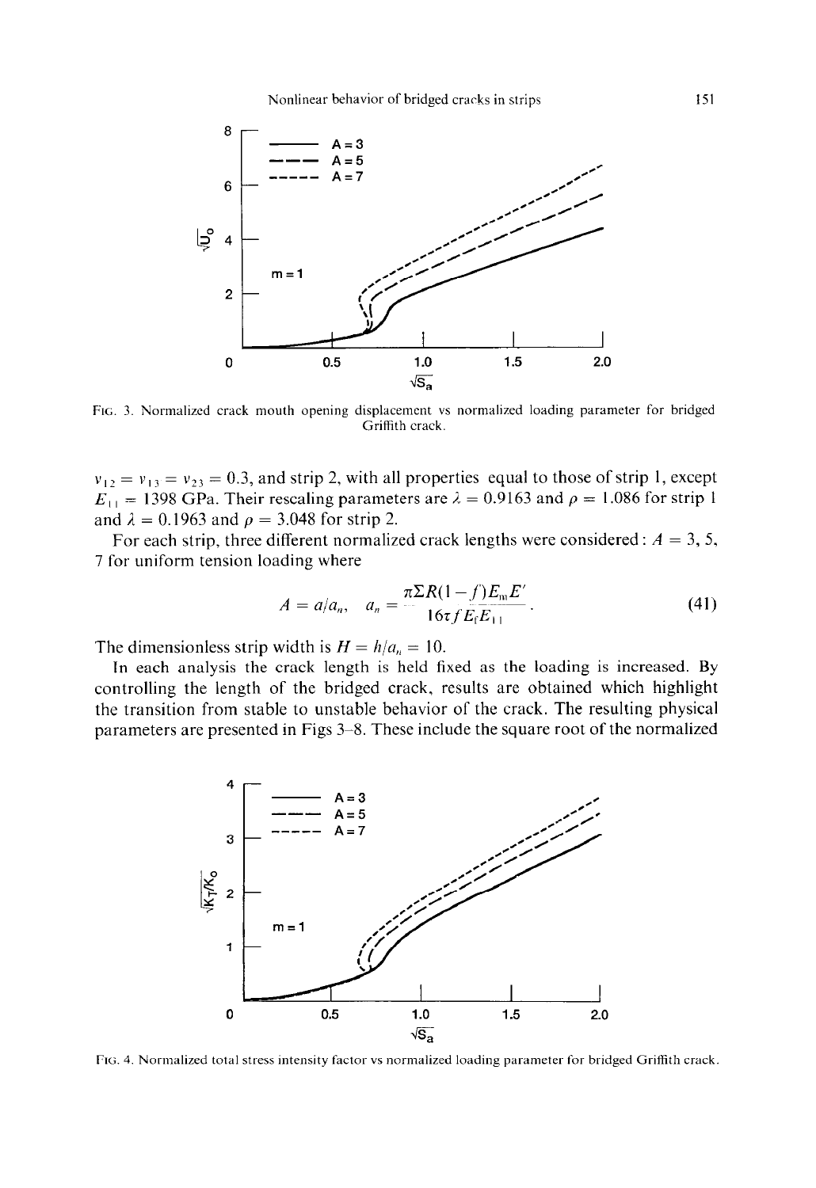FIG. 3. Normalized crack mouth opening displacement vs normalized loading parameter for bridged Griffith crack.

$\nu_{12} = \nu_{13} = \nu_{23} = 0.3$, and strip 2, with all properties equal to those of strip 1, except $E_{11} = 1398$ GPa. Their rescaling parameters are $\lambda = 0.9163$ and $\rho = 1.086$ for strip 1 and $\lambda = 0.1963$ and $\rho = 3.048$ for strip 2.

For each strip, three different normalized crack lengths were considered: $A = 3, 5, 7$ for uniform tension loading where

$$A = a/a_n, \quad a_n = \frac{\pi \Sigma R(1-f) E_m E'}{16 \tau f E_f E_{11}}. \tag{41}$$

The dimensionless strip width is $H = h/a_n = 10$.

In each analysis the crack length is held fixed as the loading is increased. By controlling the length of the bridged crack, results are obtained which highlight the transition from stable to unstable behavior of the crack. The resulting physical parameters are presented in Figs 3–8. These include the square root of the normalized

FIG. 4. Normalized total stress intensity factor vs normalized loading parameter for bridged Griffith crack.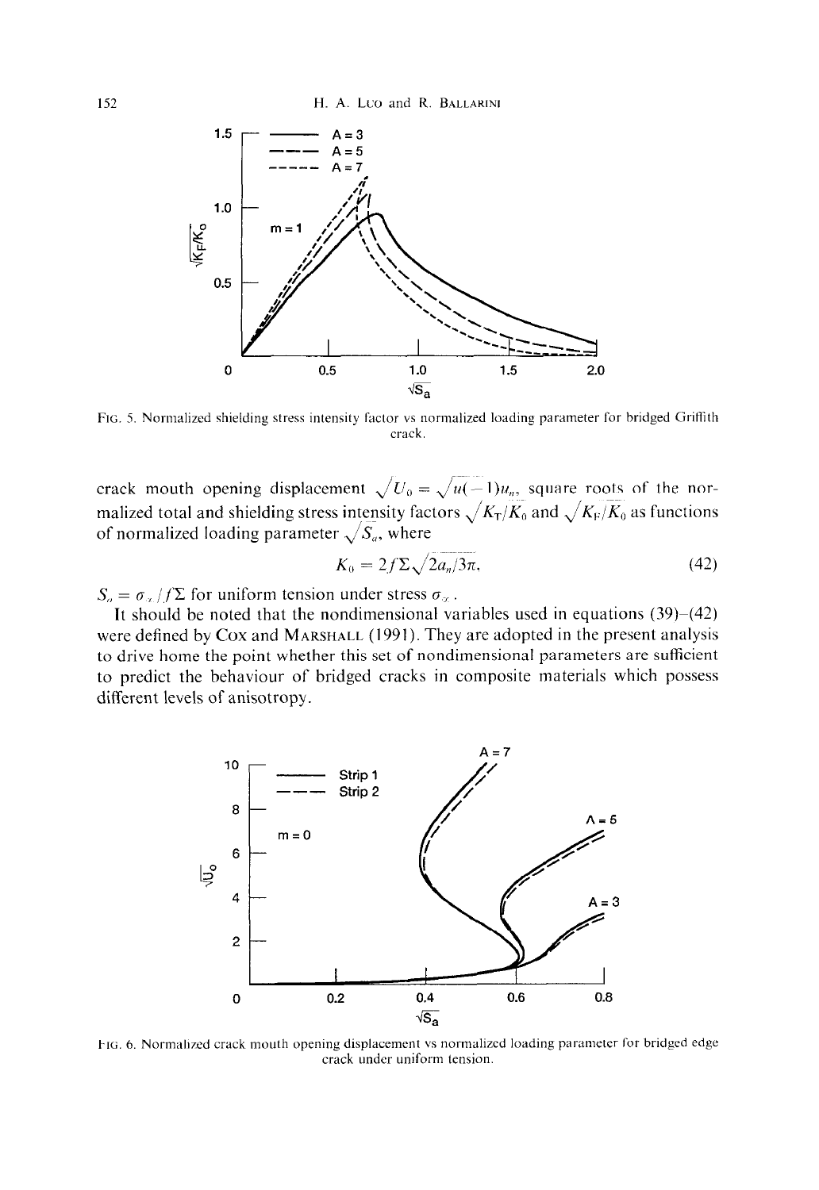FIG. 5. Normalized shielding stress intensity factor vs normalized loading parameter for bridged Griffith crack.

crack mouth opening displacement $\sqrt{U_0} = \sqrt{u(-1)u_n}$, square roots of the normalized total and shielding stress intensity factors $\sqrt{K_T/K_0}$ and $\sqrt{K_F/K_0}$ as functions of normalized loading parameter $\sqrt{S_a}$, where

$$K_0 = 2f\Sigma\sqrt{2a_n/3\pi}, \tag{42}$$

$S_a = \sigma_x/f\Sigma$ for uniform tension under stress $\sigma_x$.

It should be noted that the nondimensional variables used in equations (39)–(42) were defined by Cox and MARSHALL (1991). They are adopted in the present analysis to drive home the point whether this set of nondimensional parameters are sufficient to predict the behaviour of bridged cracks in composite materials which possess different levels of anisotropy.

FIG. 6. Normalized crack mouth opening displacement vs normalized loading parameter for bridged edge crack under uniform tension.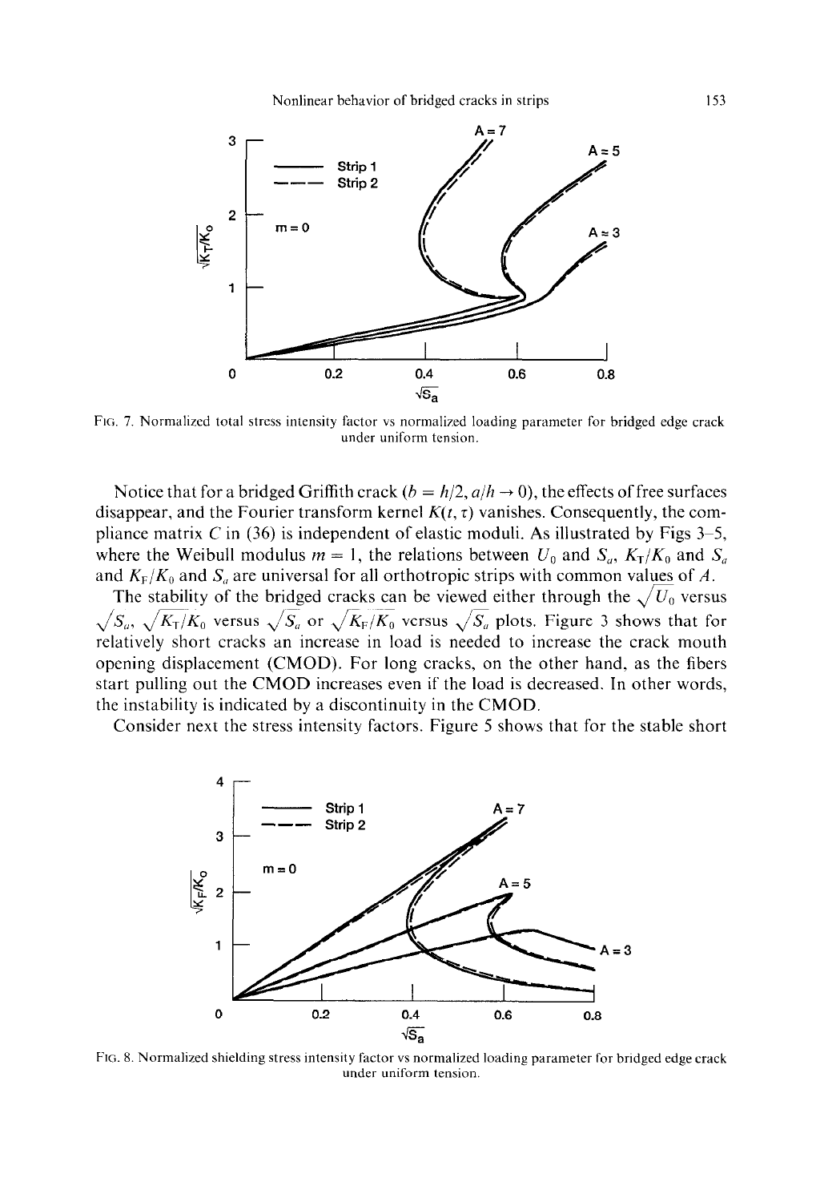FIG. 7. Normalized total stress intensity factor vs normalized loading parameter for bridged edge crack under uniform tension.

Notice that for a bridged Griffith crack ($b = h/2$, $a/h \to 0$), the effects of free surfaces disappear, and the Fourier transform kernel $K(t, \tau)$ vanishes. Consequently, the compliance matrix $C$ in (36) is independent of elastic moduli. As illustrated by Figs 3–5, where the Weibull modulus $m = 1$, the relations between $U_0$ and $S_a$, $K_T/K_0$ and $S_a$ and $K_F/K_0$ and $S_a$ are universal for all orthotropic strips with common values of $A$.

The stability of the bridged cracks can be viewed either through the $\sqrt{U_0}$ versus $\sqrt{S_a}$, $\sqrt{K_T/K_0}$ versus $\sqrt{S_a}$ or $\sqrt{K_F/K_0}$ versus $\sqrt{S_a}$ plots. Figure 3 shows that for relatively short cracks an increase in load is needed to increase the crack mouth opening displacement (CMOD). For long cracks, on the other hand, as the fibers start pulling out the CMOD increases even if the load is decreased. In other words, the instability is indicated by a discontinuity in the CMOD.

Consider next the stress intensity factors. Figure 5 shows that for the stable short

FIG. 8. Normalized shielding stress intensity factor vs normalized loading parameter for bridged edge crack under uniform tension.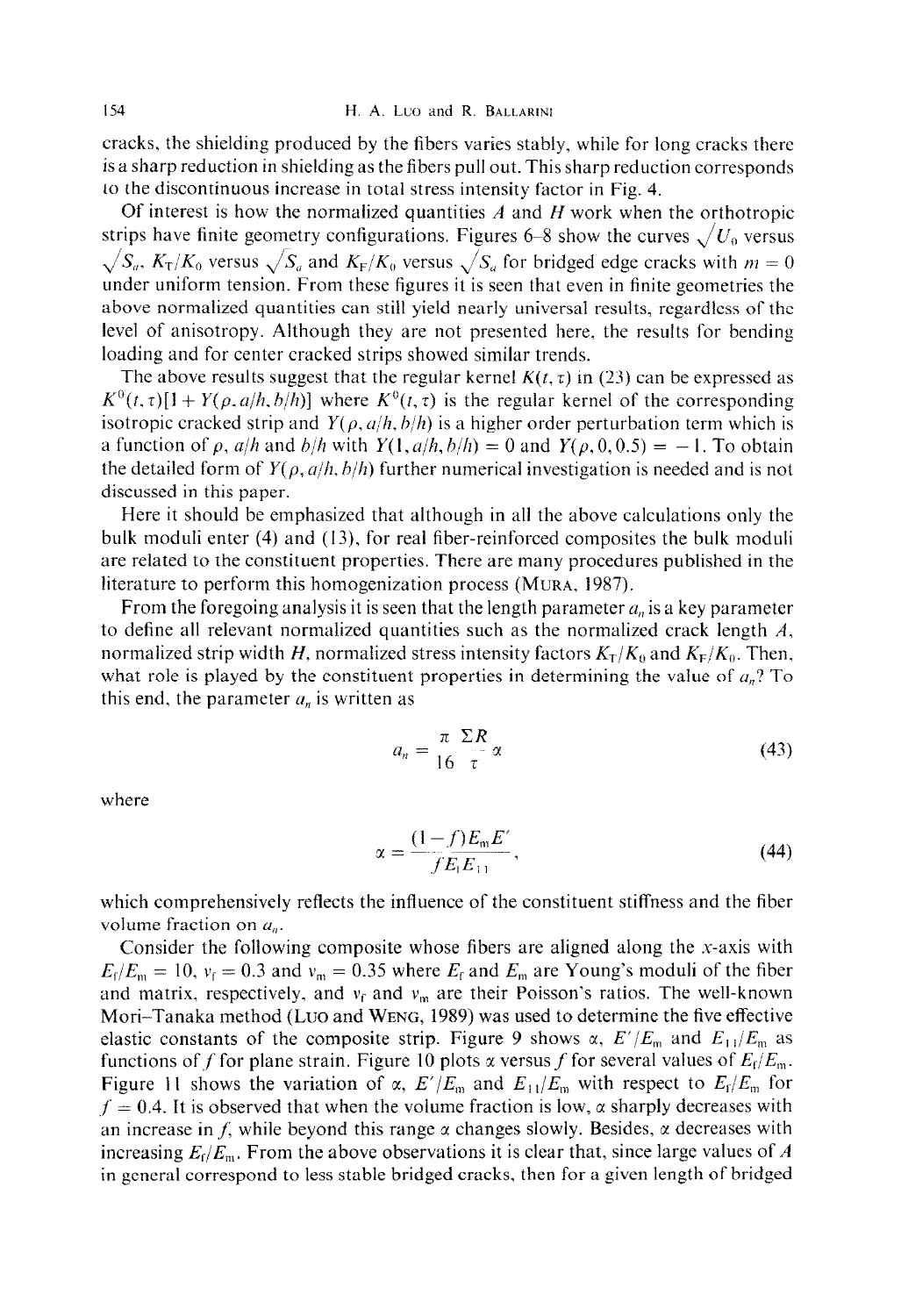cracks, the shielding produced by the fibers varies stably, while for long cracks there is a sharp reduction in shielding as the fibers pull out. This sharp reduction corresponds to the discontinuous increase in total stress intensity factor in Fig. 4.

Of interest is how the normalized quantities $A$ and $H$ work when the orthotropic strips have finite geometry configurations. Figures 6–8 show the curves $\sqrt{U_0}$ versus $\sqrt{S_a}$, $K_T/K_0$ versus $\sqrt{S_a}$ and $K_F/K_0$ versus $\sqrt{S_a}$ for bridged edge cracks with $m = 0$ under uniform tension. From these figures it is seen that even in finite geometries the above normalized quantities can still yield nearly universal results, regardless of the level of anisotropy. Although they are not presented here, the results for bending loading and for center cracked strips showed similar trends.

The above results suggest that the regular kernel $K(t, \tau)$ in (23) can be expressed as $K^0(t, \tau)[1 + Y(\rho, a/h, b/h)]$ where $K^0(t, \tau)$ is the regular kernel of the corresponding isotropic cracked strip and $Y(\rho, a/h, b/h)$ is a higher order perturbation term which is a function of $\rho$, $a/h$ and $b/h$ with $Y(1, a/h, b/h) = 0$ and $Y(\rho, 0, 0.5) = -1$. To obtain the detailed form of $Y(\rho, a/h, b/h)$ further numerical investigation is needed and is not discussed in this paper.

Here it should be emphasized that although in all the above calculations only the bulk moduli enter (4) and (13), for real fiber-reinforced composites the bulk moduli are related to the constituent properties. There are many procedures published in the literature to perform this homogenization process (MURA, 1987).

From the foregoing analysis it is seen that the length parameter $a_n$ is a key parameter to define all relevant normalized quantities such as the normalized crack length $A$, normalized strip width $H$, normalized stress intensity factors $K_T/K_0$ and $K_F/K_0$. Then, what role is played by the constituent properties in determining the value of $a_n$? To this end, the parameter $a_n$ is written as

$$a_n = \frac{\pi}{16} \frac{\Sigma R}{\tau} \alpha \tag{43}$$

where

$$\alpha = \frac{(1-f)E_m E'}{f E_f E_{11}}, \tag{44}$$

which comprehensively reflects the influence of the constituent stiffness and the fiber volume fraction on $a_n$.

Consider the following composite whose fibers are aligned along the $x$-axis with $E_f/E_m = 10$, $\nu_f = 0.3$ and $\nu_m = 0.35$ where $E_f$ and $E_m$ are Young's moduli of the fiber and matrix, respectively, and $\nu_f$ and $\nu_m$ are their Poisson's ratios. The well-known Mori–Tanaka method (LUO and WENG, 1989) was used to determine the five effective elastic constants of the composite strip. Figure 9 shows $\alpha$, $E'/E_m$ and $E_{11}/E_m$ as functions of $f$ for plane strain. Figure 10 plots $\alpha$ versus $f$ for several values of $E_f/E_m$. Figure 11 shows the variation of $\alpha$, $E'/E_m$ and $E_{11}/E_m$ with respect to $E_f/E_m$ for $f = 0.4$. It is observed that when the volume fraction is low, $\alpha$ sharply decreases with an increase in $f$, while beyond this range $\alpha$ changes slowly. Besides, $\alpha$ decreases with increasing $E_f/E_m$. From the above observations it is clear that, since large values of $A$ in general correspond to less stable bridged cracks, then for a given length of bridged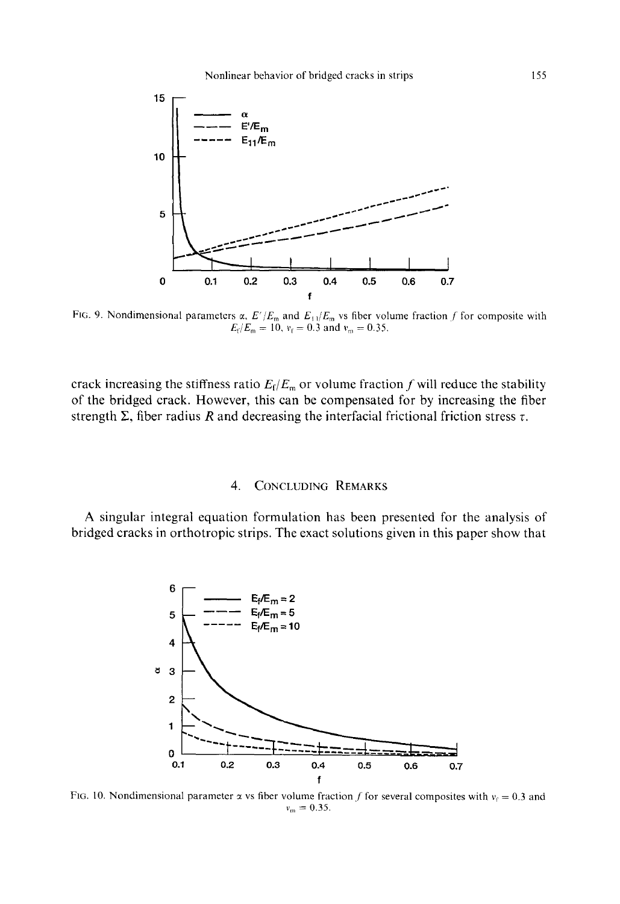FIG. 9. Nondimensional parameters $\alpha$, $E'/E_m$ and $E_{11}/E_m$ vs fiber volume fraction $f$ for composite with $E_f/E_m = 10$, $\nu_f = 0.3$ and $\nu_m = 0.35$.

crack increasing the stiffness ratio $E_f/E_m$ or volume fraction $f$ will reduce the stability of the bridged crack. However, this can be compensated for by increasing the fiber strength $\Sigma$, fiber radius $R$ and decreasing the interfacial frictional friction stress $\tau$.

## 4. CONCLUDING REMARKS

A singular integral equation formulation has been presented for the analysis of bridged cracks in orthotropic strips. The exact solutions given in this paper show that

FIG. 10. Nondimensional parameter $\alpha$ vs fiber volume fraction $f$ for several composites with $\nu_f = 0.3$ and $\nu_m = 0.35$.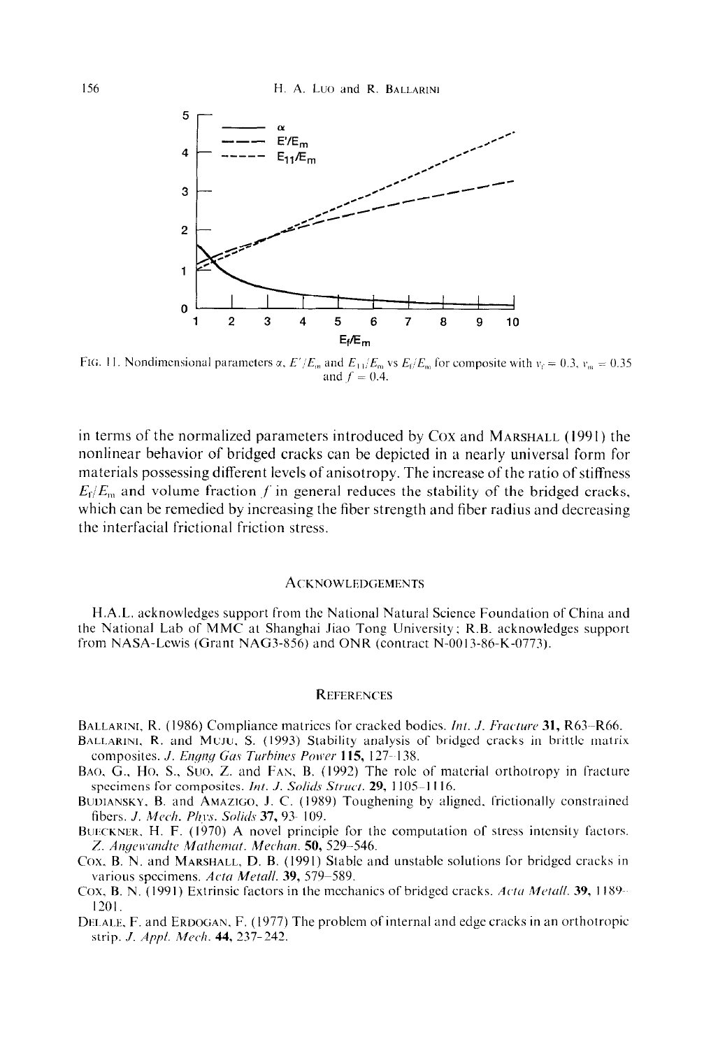FIG. 11. Nondimensional parameters $\alpha$, $E'/E_m$ and $E_{11}/E_m$ vs $E_f/E_m$ for composite with $\nu_f = 0.3$, $\nu_m = 0.35$ and $f = 0.4$.

in terms of the normalized parameters introduced by COX and MARSHALL (1991) the nonlinear behavior of bridged cracks can be depicted in a nearly universal form for materials possessing different levels of anisotropy. The increase of the ratio of stiffness $E_f/E_m$ and volume fraction $f$ in general reduces the stability of the bridged cracks, which can be remedied by increasing the fiber strength and fiber radius and decreasing the interfacial frictional friction stress.

## ACKNOWLEDGEMENTS

H.A.L. acknowledges support from the National Natural Science Foundation of China and the National Lab of MMC at Shanghai Jiao Tong University; R.B. acknowledges support from NASA-Lewis (Grant NAG3-856) and ONR (contract N-0013-86-K-0773).

## REFERENCES

BALLARINI, R. (1986) Compliance matrices for cracked bodies. *Int. J. Fracture* **31**, R63–R66.

BALLARINI, R. and MUJU, S. (1993) Stability analysis of bridged cracks in brittle matrix composites. *J. Engng Gas Turbines Power* **115**, 127–138.

BAO, G., HO, S., SUO, Z. and FAN, B. (1992) The role of material orthotropy in fracture specimens for composites. *Int. J. Solids Struct.* **29**, 1105–1116.

BUDIANSKY, B. and AMAZIGO, J. C. (1989) Toughening by aligned, frictionally constrained fibers. *J. Mech. Phys. Solids* **37**, 93–109.

BUECKNER, H. F. (1970) A novel principle for the computation of stress intensity factors. *Z. Angewandte Mathemat. Mechan.* **50**, 529–546.

COX, B. N. and MARSHALL, D. B. (1991) Stable and unstable solutions for bridged cracks in various specimens. *Acta Metall.* **39**, 579–589.

COX, B. N. (1991) Extrinsic factors in the mechanics of bridged cracks. *Acta Metall.* **39**, 1189–1201.

DELALE, F. and ERDOGAN, F. (1977) The problem of internal and edge cracks in an orthotropic strip. *J. Appl. Mech.* **44**, 237–242.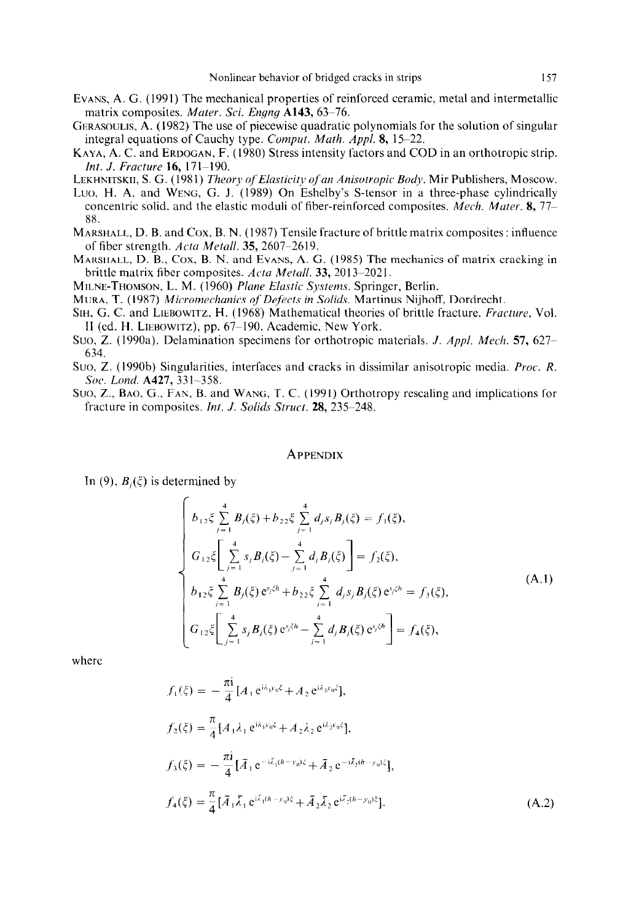Evans, A. G. (1991) The mechanical properties of reinforced ceramic, metal and intermetallic matrix composites. *Mater. Sci. Engng* **A143,** 63–76.

Gerasoulis, A. (1982) The use of piecewise quadratic polynomials for the solution of singular integral equations of Cauchy type. *Comput. Math. Appl.* **8,** 15–22.

Kaya, A. C. and Erdogan, F. (1980) Stress intensity factors and COD in an orthotropic strip. *Int. J. Fracture* **16,** 171–190.

Lekhnitskii, S. G. (1981) *Theory of Elasticity of an Anisotropic Body*. Mir Publishers, Moscow.

Luo, H. A. and Weng, G. J. (1989) On Eshelby's S-tensor in a three-phase cylindrically concentric solid, and the elastic moduli of fiber-reinforced composites. *Mech. Mater.* **8,** 77–88.

Marshall, D. B. and Cox, B. N. (1987) Tensile fracture of brittle matrix composites: influence of fiber strength. *Acta Metall.* **35,** 2607–2619.

Marshall, D. B., Cox, B. N. and Evans, A. G. (1985) The mechanics of matrix cracking in brittle matrix fiber composites. *Acta Metall.* **33,** 2013–2021.

Milne-Thomson, L. M. (1960) *Plane Elastic Systems*. Springer, Berlin.

Mura, T. (1987) *Micromechanics of Defects in Solids*. Martinus Nijhoff, Dordrecht.

Sih, G. C. and Liebowitz, H. (1968) Mathematical theories of brittle fracture. *Fracture*, Vol. II (ed. H. Liebowitz), pp. 67–190. Academic, New York.

Suo, Z. (1990a). Delamination specimens for orthotropic materials. *J. Appl. Mech.* **57,** 627–634.

Suo, Z. (1990b) Singularities, interfaces and cracks in dissimilar anisotropic media. *Proc. R. Soc. Lond.* **A427,** 331–358.

Suo, Z., Bao, G., Fan, B. and Wang, T. C. (1991) Orthotropy rescaling and implications for fracture in composites. *Int. J. Solids Struct.* **28,** 235–248.

## Appendix

In (9), $B_j(\xi)$ is determined by

$$
\left\{
\begin{aligned}
& b_{12}\xi \sum_{j=1}^{4} B_j(\xi) + b_{22}\xi \sum_{j=1}^{4} d_j s_j B_j(\xi) = f_1(\xi), \\
& G_{12}\xi \left[ \sum_{j=1}^{4} s_j B_j(\xi) - \sum_{j=1}^{4} d_j B_j(\xi) \right] = f_2(\xi), \\
& b_{12}\xi \sum_{j=1}^{4} B_j(\xi)\, e^{s_j \xi h} + b_{22}\xi \sum_{j=1}^{4} d_j s_j B_j(\xi)\, e^{s_j \xi h} = f_3(\xi), \\
& G_{12}\xi \left[ \sum_{j=1}^{4} s_j B_j(\xi)\, e^{s_j \xi h} - \sum_{j=1}^{4} d_j B_j(\xi)\, e^{s_j \xi h} \right] = f_4(\xi),
\end{aligned}
\right.
\tag{A.1}
$$

where

$$
\begin{aligned}
f_1(\xi) &= -\frac{\pi i}{4}\left[A_1\, e^{i\lambda_1 y_0 \xi} + A_2\, e^{i\lambda_2 y_0 \xi}\right], \\
f_2(\xi) &= \frac{\pi}{4}\left[A_1 \lambda_1\, e^{i\lambda_1 y_0 \xi} + A_2 \lambda_2\, e^{i\lambda_2 y_0 \xi}\right], \\
f_3(\xi) &= -\frac{\pi i}{4}\left[\bar{A}_1\, e^{-i\bar{\lambda}_1 (h-y_0)\xi} + \bar{A}_2\, e^{-i\bar{\lambda}_2 (h-y_0)\xi}\right], \\
f_4(\xi) &= \frac{\pi}{4}\left[\bar{A}_1 \bar{\lambda}_1\, e^{i\bar{\lambda}_1 (h-y_0)\xi} + \bar{A}_2 \bar{\lambda}_2\, e^{i\bar{\lambda}_2 (h-y_0)\xi}\right].
\end{aligned}
\tag{A.2}
$$